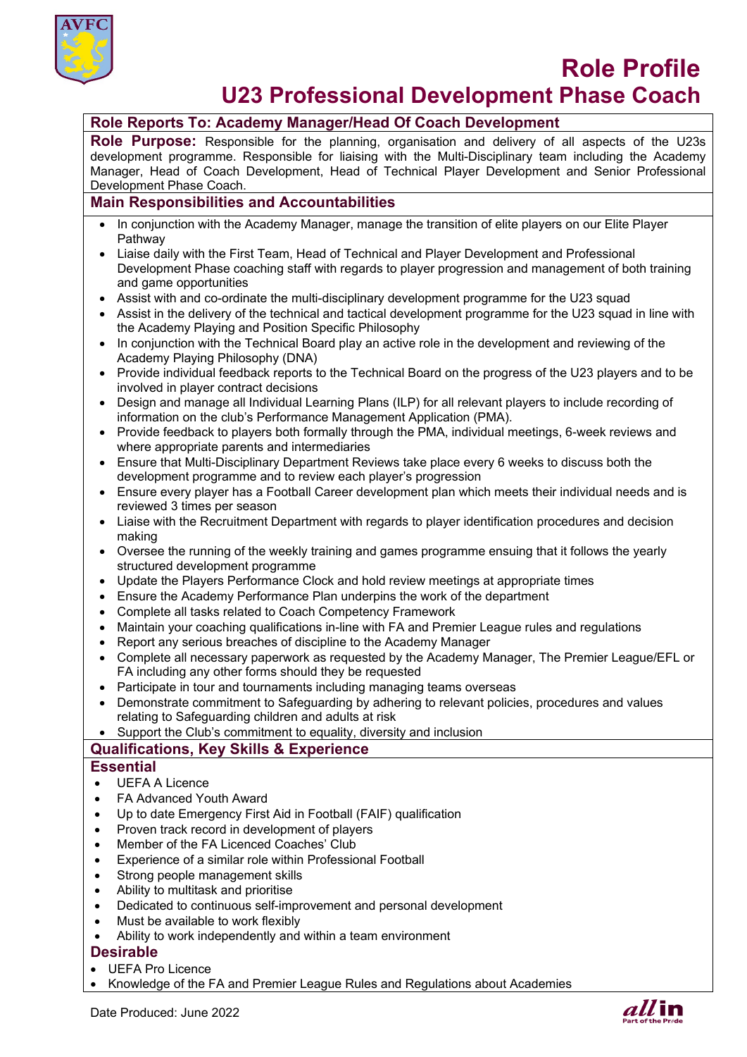# Role Profile

## U23 Professional Development Phase Coach

**Role Reports To: Academy Manager/Head Of Coach Development**

**Role Purpose:** Responsible for the planning, organisation and delivery of all aspects of the U23s development programme. Responsible for liaising with the Multi-Disciplinary team including the Academy Manager, Head of Coach Development, Head of Technical Player Development and Senior Professional Development Phase Coach.

### Main Responsibilities and Accountabilities

- In conjunction with the Academy Manager, manage the transition of elite players on our Elite Player Pathway
- Liaise daily with the First Team, Head of Technical and Player Development and Professional Development Phase coaching staff with regards to player progression and management of both training and game opportunities
- Assist with and co-ordinate the multi-disciplinary development programme for the U23 squad
- Assist in the delivery of the technical and tactical development programme for the U23 squad in line with the Academy Playing and Position Specific Philosophy
- In conjunction with the Technical Board play an active role in the development and reviewing of the Academy Playing Philosophy (DNA)
- Provide individual feedback reports to the Technical Board on the progress of the U23 players and to be involved in player contract decisions
- Design and manage all Individual Learning Plans (ILP) for all relevant players to include recording of information on the club's Performance Management Application (PMA).
- Provide feedback to players both formally through the PMA, individual meetings, 6-week reviews and where appropriate parents and intermediaries
- Ensure that Multi-Disciplinary Department Reviews take place every 6 weeks to discuss both the development programme and to review each player's progression
- Ensure every player has a Football Career development plan which meets their individual needs and is reviewed 3 times per season
- Liaise with the Recruitment Department with regards to player identification procedures and decision making
- Oversee the running of the weekly training and games programme ensuing that it follows the yearly structured development programme
- Update the Players Performance Clock and hold review meetings at appropriate times
- Ensure the Academy Performance Plan underpins the work of the department
- Complete all tasks related to Coach Competency Framework
- Maintain your coaching qualifications in-line with FA and Premier League rules and regulations
- Report any serious breaches of discipline to the Academy Manager
- Complete all necessary paperwork as requested by the Academy Manager, The Premier League/EFL or FA including any other forms should they be requested
- Participate in tour and tournaments including managing teams overseas
- Demonstrate commitment to Safeguarding by adhering to relevant policies, procedures and values relating to Safeguarding children and adults at risk
- Support the Club's commitment to equality, diversity and inclusion

### Qualifications, Key Skills & Experience

#### Essential

- UEFA A Licence
- FA Advanced Youth Award
- Up to date Emergency First Aid in Football (FAIF) qualification
- Proven track record in development of players
- Member of the FA Licenced Coaches' Club
- Experience of a similar role within Professional Football
- Strong people management skills
- Ability to multitask and prioritise
- Dedicated to continuous self-improvement and personal development
- Must be available to work flexibly
- Ability to work independently and within a team environment

#### Desirable

- UEFA Pro Licence
- Knowledge of the FA and Premier League Rules and Regulations about Academies

Date Produced: June 2022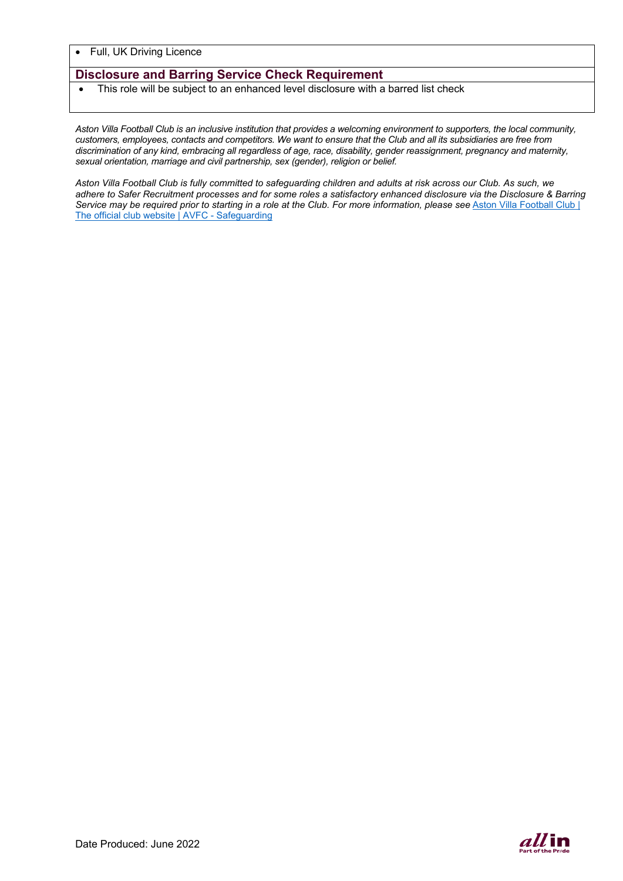- Full, UK Driving Licence

## Disclosure and Barring Service Check Requirement

- This role will be subject to an enhanced level disclosure with a barred list check

*Aston Villa Football Club is an inclusive institution that provides a welcoming environment to supporters, the local community, customers, employees, contacts and competitors. We want to ensure that the Club and all its subsidiaries are free from discrimination of any kind, embracing all regardless of age, race, disability, gender reassignment, pregnancy and maternity, sexual orientation, marriage and civil partnership, sex (gender), religion or belief.*

*Aston Villa Football Club is fully committed to safeguarding children and adults at risk across our Club. As such, we adhere to Safer Recruitment processes and for some roles a satisfactory enhanced disclosure via the Disclosure & Barring Service may be required prior to starting in a role at the Club. For more information, please see* Aston Villa Football Club | The official club website | AVFC - Safeguarding

Date Produced: June 2022